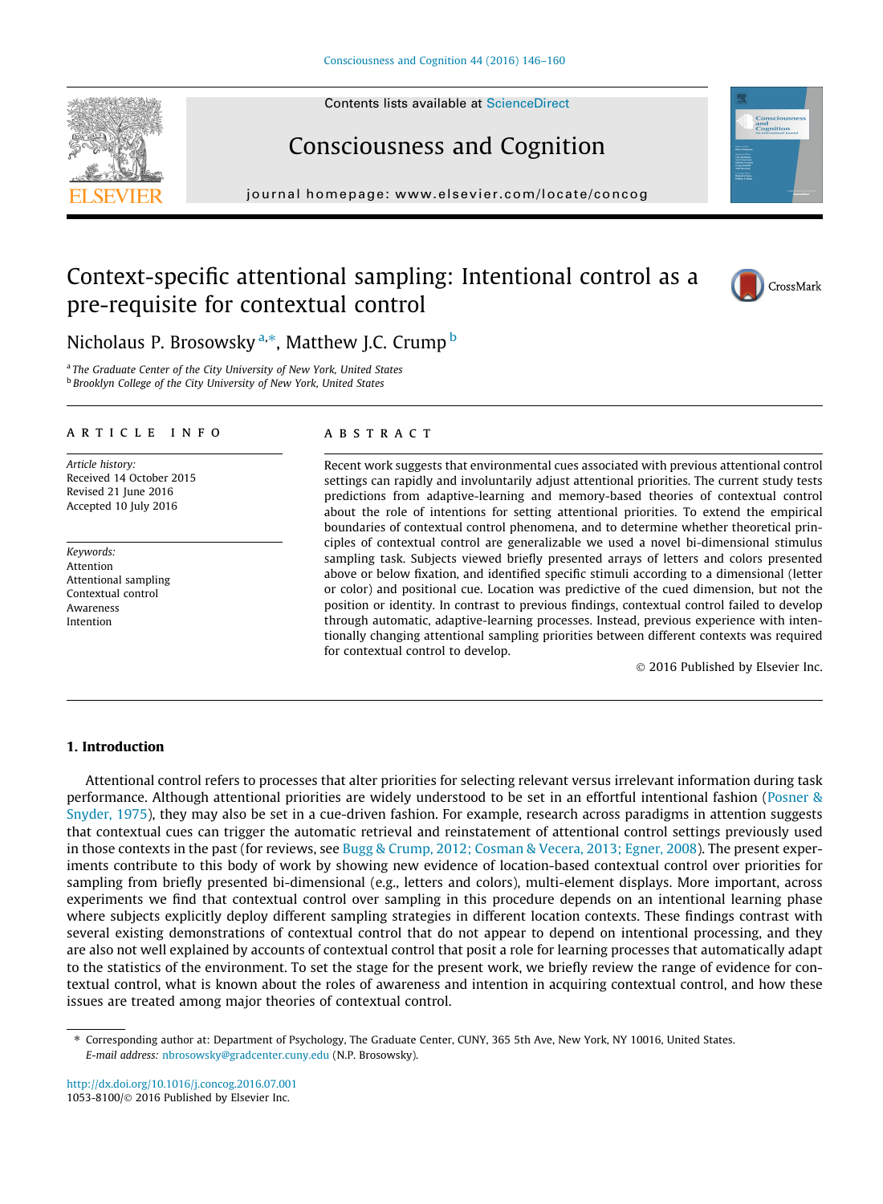# Context-specific attentional sampling: Intentional control as a pre-requisite for contextual control

Nicholaus P. Brosowsky [a,*], Matthew J.C. Crump [b]

[a] The Graduate Center of the City University of New York, United States
[b] Brooklyn College of the City University of New York, United States

## ARTICLE INFO

*Article history:*
Received 14 October 2015
Revised 21 June 2016
Accepted 10 July 2016

*Keywords:*
Attention
Attentional sampling
Contextual control
Awareness
Intention

## ABSTRACT

Recent work suggests that environmental cues associated with previous attentional control settings can rapidly and involuntarily adjust attentional priorities. The current study tests predictions from adaptive-learning and memory-based theories of contextual control about the role of intentions for setting attentional priorities. To extend the empirical boundaries of contextual control phenomena, and to determine whether theoretical principles of contextual control are generalizable we used a novel bi-dimensional stimulus sampling task. Subjects viewed briefly presented arrays of letters and colors presented above or below fixation, and identified specific stimuli according to a dimensional (letter or color) and positional cue. Location was predictive of the cued dimension, but not the position or identity. In contrast to previous findings, contextual control failed to develop through automatic, adaptive-learning processes. Instead, previous experience with intentionally changing attentional sampling priorities between different contexts was required for contextual control to develop.

© 2016 Published by Elsevier Inc.

## 1. Introduction

Attentional control refers to processes that alter priorities for selecting relevant versus irrelevant information during task performance. Although attentional priorities are widely understood to be set in an effortful intentional fashion (Posner & Snyder, 1975), they may also be set in a cue-driven fashion. For example, research across paradigms in attention suggests that contextual cues can trigger the automatic retrieval and reinstatement of attentional control settings previously used in those contexts in the past (for reviews, see Bugg & Crump, 2012; Cosman & Vecera, 2013; Egner, 2008). The present experiments contribute to this body of work by showing new evidence of location-based contextual control over priorities for sampling from briefly presented bi-dimensional (e.g., letters and colors), multi-element displays. More important, across experiments we find that contextual control over sampling in this procedure depends on an intentional learning phase where subjects explicitly deploy different sampling strategies in different location contexts. These findings contrast with several existing demonstrations of contextual control that do not appear to depend on intentional processing, and they are also not well explained by accounts of contextual control that posit a role for learning processes that automatically adapt to the statistics of the environment. To set the stage for the present work, we briefly review the range of evidence for contextual control, what is known about the roles of awareness and intention in acquiring contextual control, and how these issues are treated among major theories of contextual control.

---

* Corresponding author at: Department of Psychology, The Graduate Center, CUNY, 365 5th Ave, New York, NY 10016, United States.
*E-mail address:* nbrosowsky@gradcenter.cuny.edu (N.P. Brosowsky).

http://dx.doi.org/10.1016/j.concog.2016.07.001
1053-8100/© 2016 Published by Elsevier Inc.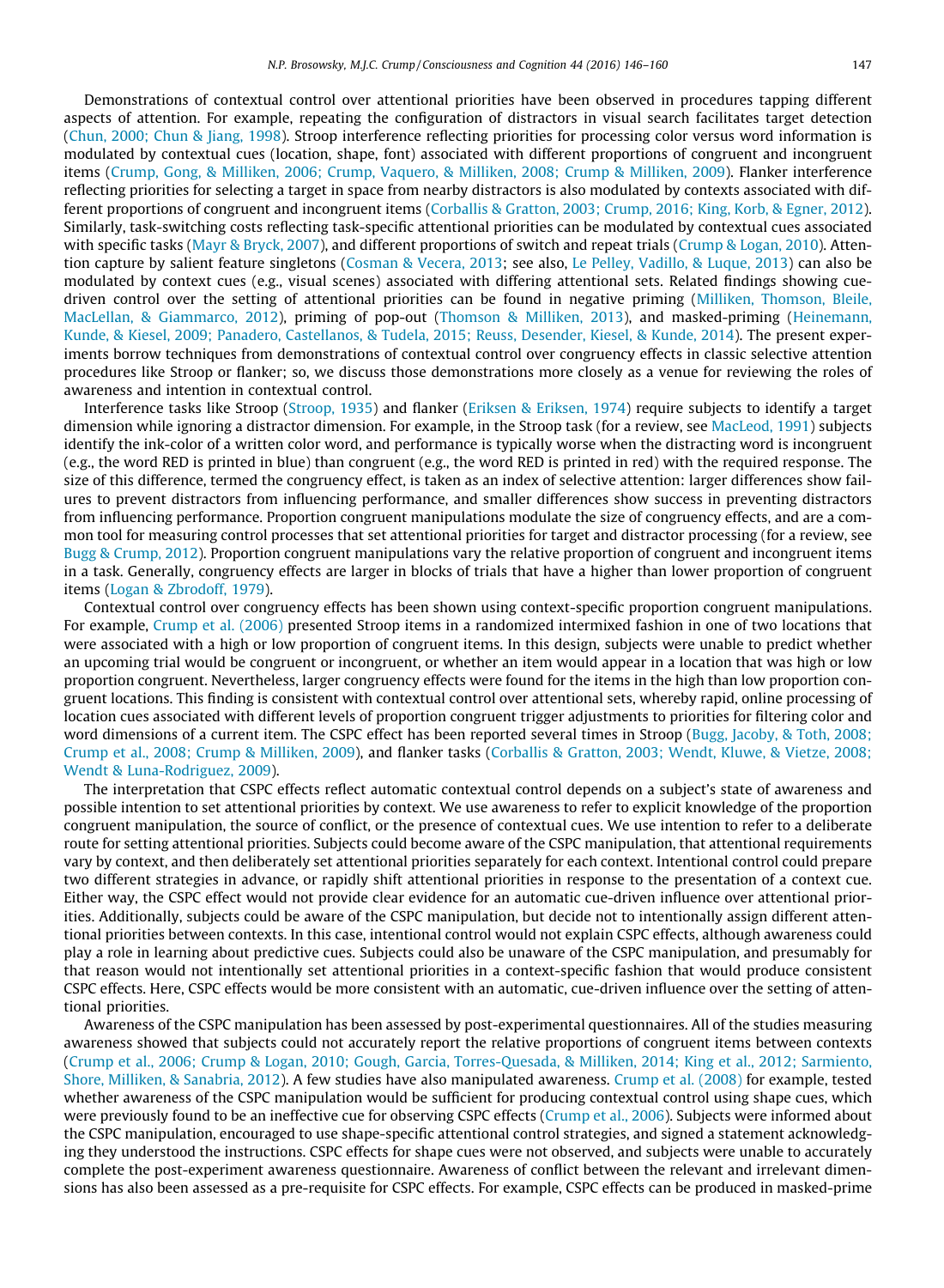Demonstrations of contextual control over attentional priorities have been observed in procedures tapping different aspects of attention. For example, repeating the configuration of distractors in visual search facilitates target detection (Chun, 2000; Chun & Jiang, 1998). Stroop interference reflecting priorities for processing color versus word information is modulated by contextual cues (location, shape, font) associated with different proportions of congruent and incongruent items (Crump, Gong, & Milliken, 2006; Crump, Vaquero, & Milliken, 2008; Crump & Milliken, 2009). Flanker interference reflecting priorities for selecting a target in space from nearby distractors is also modulated by contexts associated with different proportions of congruent and incongruent items (Corballis & Gratton, 2003; Crump, 2016; King, Korb, & Egner, 2012). Similarly, task-switching costs reflecting task-specific attentional priorities can be modulated by contextual cues associated with specific tasks (Mayr & Bryck, 2007), and different proportions of switch and repeat trials (Crump & Logan, 2010). Attention capture by salient feature singletons (Cosman & Vecera, 2013; see also, Le Pelley, Vadillo, & Luque, 2013) can also be modulated by context cues (e.g., visual scenes) associated with differing attentional sets. Related findings showing cue-driven control over the setting of attentional priorities can be found in negative priming (Milliken, Thomson, Bleile, MacLellan, & Giammarco, 2012), priming of pop-out (Thomson & Milliken, 2013), and masked-priming (Heinemann, Kunde, & Kiesel, 2009; Panadero, Castellanos, & Tudela, 2015; Reuss, Desender, Kiesel, & Kunde, 2014). The present experiments borrow techniques from demonstrations of contextual control over congruency effects in classic selective attention procedures like Stroop or flanker; so, we discuss those demonstrations more closely as a venue for reviewing the roles of awareness and intention in contextual control.

Interference tasks like Stroop (Stroop, 1935) and flanker (Eriksen & Eriksen, 1974) require subjects to identify a target dimension while ignoring a distractor dimension. For example, in the Stroop task (for a review, see MacLeod, 1991) subjects identify the ink-color of a written color word, and performance is typically worse when the distracting word is incongruent (e.g., the word RED is printed in blue) than congruent (e.g., the word RED is printed in red) with the required response. The size of this difference, termed the congruency effect, is taken as an index of selective attention: larger differences show failures to prevent distractors from influencing performance, and smaller differences show success in preventing distractors from influencing performance. Proportion congruent manipulations modulate the size of congruency effects, and are a common tool for measuring control processes that set attentional priorities for target and distractor processing (for a review, see Bugg & Crump, 2012). Proportion congruent manipulations vary the relative proportion of congruent and incongruent items in a task. Generally, congruency effects are larger in blocks of trials that have a higher than lower proportion of congruent items (Logan & Zbrodoff, 1979).

Contextual control over congruency effects has been shown using context-specific proportion congruent manipulations. For example, Crump et al. (2006) presented Stroop items in a randomized intermixed fashion in one of two locations that were associated with a high or low proportion of congruent items. In this design, subjects were unable to predict whether an upcoming trial would be congruent or incongruent, or whether an item would appear in a location that was high or low proportion congruent. Nevertheless, larger congruency effects were found for the items in the high than low proportion congruent locations. This finding is consistent with contextual control over attentional sets, whereby rapid, online processing of location cues associated with different levels of proportion congruent trigger adjustments to priorities for filtering color and word dimensions of a current item. The CSPC effect has been reported several times in Stroop (Bugg, Jacoby, & Toth, 2008; Crump et al., 2008; Crump & Milliken, 2009), and flanker tasks (Corballis & Gratton, 2003; Wendt, Kluwe, & Vietze, 2008; Wendt & Luna-Rodriguez, 2009).

The interpretation that CSPC effects reflect automatic contextual control depends on a subject's state of awareness and possible intention to set attentional priorities by context. We use awareness to refer to explicit knowledge of the proportion congruent manipulation, the source of conflict, or the presence of contextual cues. We use intention to refer to a deliberate route for setting attentional priorities. Subjects could become aware of the CSPC manipulation, that attentional requirements vary by context, and then deliberately set attentional priorities separately for each context. Intentional control could prepare two different strategies in advance, or rapidly shift attentional priorities in response to the presentation of a context cue. Either way, the CSPC effect would not provide clear evidence for an automatic cue-driven influence over attentional priorities. Additionally, subjects could be aware of the CSPC manipulation, but decide not to intentionally assign different attentional priorities between contexts. In this case, intentional control would not explain CSPC effects, although awareness could play a role in learning about predictive cues. Subjects could also be unaware of the CSPC manipulation, and presumably for that reason would not intentionally set attentional priorities in a context-specific fashion that would produce consistent CSPC effects. Here, CSPC effects would be more consistent with an automatic, cue-driven influence over the setting of attentional priorities.

Awareness of the CSPC manipulation has been assessed by post-experimental questionnaires. All of the studies measuring awareness showed that subjects could not accurately report the relative proportions of congruent items between contexts (Crump et al., 2006; Crump & Logan, 2010; Gough, Garcia, Torres-Quesada, & Milliken, 2014; King et al., 2012; Sarmiento, Shore, Milliken, & Sanabria, 2012). A few studies have also manipulated awareness. Crump et al. (2008) for example, tested whether awareness of the CSPC manipulation would be sufficient for producing contextual control using shape cues, which were previously found to be an ineffective cue for observing CSPC effects (Crump et al., 2006). Subjects were informed about the CSPC manipulation, encouraged to use shape-specific attentional control strategies, and signed a statement acknowledging they understood the instructions. CSPC effects for shape cues were not observed, and subjects were unable to accurately complete the post-experiment awareness questionnaire. Awareness of conflict between the relevant and irrelevant dimensions has also been assessed as a pre-requisite for CSPC effects. For example, CSPC effects can be produced in masked-prime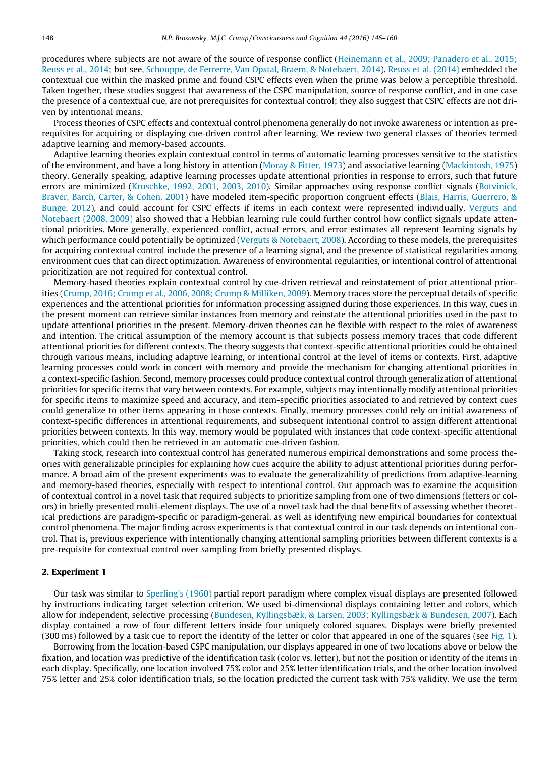procedures where subjects are not aware of the source of response conflict (Heinemann et al., 2009; Panadero et al., 2015; Reuss et al., 2014; but see, Schouppe, de Ferrerre, Van Opstal, Braem, & Notebaert, 2014). Reuss et al. (2014) embedded the contextual cue within the masked prime and found CSPC effects even when the prime was below a perceptible threshold. Taken together, these studies suggest that awareness of the CSPC manipulation, source of response conflict, and in one case the presence of a contextual cue, are not prerequisites for contextual control; they also suggest that CSPC effects are not driven by intentional means.

Process theories of CSPC effects and contextual control phenomena generally do not invoke awareness or intention as prerequisites for acquiring or displaying cue-driven control after learning. We review two general classes of theories termed adaptive learning and memory-based accounts.

Adaptive learning theories explain contextual control in terms of automatic learning processes sensitive to the statistics of the environment, and have a long history in attention (Moray & Fitter, 1973) and associative learning (Mackintosh, 1975) theory. Generally speaking, adaptive learning processes update attentional priorities in response to errors, such that future errors are minimized (Kruschke, 1992, 2001, 2003, 2010). Similar approaches using response conflict signals (Botvinick, Braver, Barch, Carter, & Cohen, 2001) have modeled item-specific proportion congruent effects (Blais, Harris, Guerrero, & Bunge, 2012), and could account for CSPC effects if items in each context were represented individually. Verguts and Notebaert (2008, 2009) also showed that a Hebbian learning rule could further control how conflict signals update attentional priorities. More generally, experienced conflict, actual errors, and error estimates all represent learning signals by which performance could potentially be optimized (Verguts & Notebaert, 2008). According to these models, the prerequisites for acquiring contextual control include the presence of a learning signal, and the presence of statistical regularities among environment cues that can direct optimization. Awareness of environmental regularities, or intentional control of attentional prioritization are not required for contextual control.

Memory-based theories explain contextual control by cue-driven retrieval and reinstatement of prior attentional priorities (Crump, 2016; Crump et al., 2006, 2008; Crump & Milliken, 2009). Memory traces store the perceptual details of specific experiences and the attentional priorities for information processing assigned during those experiences. In this way, cues in the present moment can retrieve similar instances from memory and reinstate the attentional priorities used in the past to update attentional priorities in the present. Memory-driven theories can be flexible with respect to the roles of awareness and intention. The critical assumption of the memory account is that subjects possess memory traces that code different attentional priorities for different contexts. The theory suggests that context-specific attentional priorities could be obtained through various means, including adaptive learning, or intentional control at the level of items or contexts. First, adaptive learning processes could work in concert with memory and provide the mechanism for changing attentional priorities in a context-specific fashion. Second, memory processes could produce contextual control through generalization of attentional priorities for specific items that vary between contexts. For example, subjects may intentionally modify attentional priorities for specific items to maximize speed and accuracy, and item-specific priorities associated to and retrieved by context cues could generalize to other items appearing in those contexts. Finally, memory processes could rely on initial awareness of context-specific differences in attentional requirements, and subsequent intentional control to assign different attentional priorities between contexts. In this way, memory would be populated with instances that code context-specific attentional priorities, which could then be retrieved in an automatic cue-driven fashion.

Taking stock, research into contextual control has generated numerous empirical demonstrations and some process theories with generalizable principles for explaining how cues acquire the ability to adjust attentional priorities during performance. A broad aim of the present experiments was to evaluate the generalizability of predictions from adaptive-learning and memory-based theories, especially with respect to intentional control. Our approach was to examine the acquisition of contextual control in a novel task that required subjects to prioritize sampling from one of two dimensions (letters or colors) in briefly presented multi-element displays. The use of a novel task had the dual benefits of assessing whether theoretical predictions are paradigm-specific or paradigm-general, as well as identifying new empirical boundaries for contextual control phenomena. The major finding across experiments is that contextual control in our task depends on intentional control. That is, previous experience with intentionally changing attentional sampling priorities between different contexts is a pre-requisite for contextual control over sampling from briefly presented displays.

## 2. Experiment 1

Our task was similar to Sperling's (1960) partial report paradigm where complex visual displays are presented followed by instructions indicating target selection criterion. We used bi-dimensional displays containing letter and colors, which allow for independent, selective processing (Bundesen, Kyllingsbæk, & Larsen, 2003; Kyllingsbæk & Bundesen, 2007). Each display contained a row of four different letters inside four uniquely colored squares. Displays were briefly presented (300 ms) followed by a task cue to report the identity of the letter or color that appeared in one of the squares (see Fig. 1).

Borrowing from the location-based CSPC manipulation, our displays appeared in one of two locations above or below the fixation, and location was predictive of the identification task (color vs. letter), but not the position or identity of the items in each display. Specifically, one location involved 75% color and 25% letter identification trials, and the other location involved 75% letter and 25% color identification trials, so the location predicted the current task with 75% validity. We use the term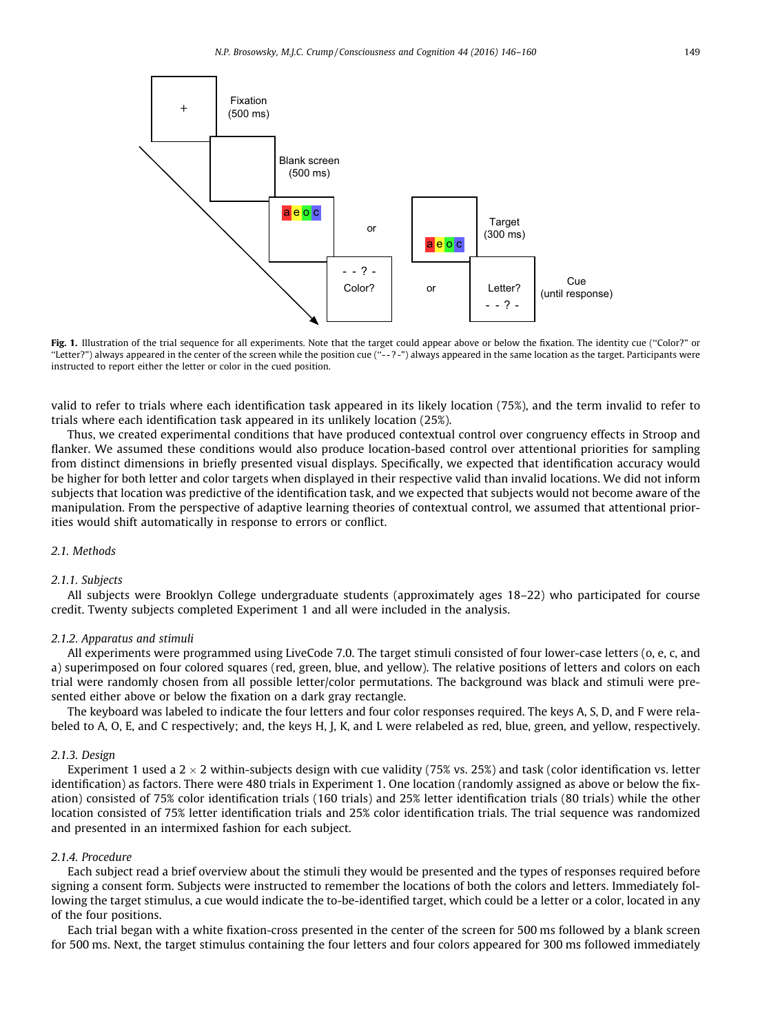Fig. 1. Illustration of the trial sequence for all experiments. Note that the target could appear above or below the fixation. The identity cue ("Color?" or "Letter?") always appeared in the center of the screen while the position cue ("- - ? -") always appeared in the same location as the target. Participants were instructed to report either the letter or color in the cued position.

valid to refer to trials where each identification task appeared in its likely location (75%), and the term invalid to refer to trials where each identification task appeared in its unlikely location (25%).

Thus, we created experimental conditions that have produced contextual control over congruency effects in Stroop and flanker. We assumed these conditions would also produce location-based control over attentional priorities for sampling from distinct dimensions in briefly presented visual displays. Specifically, we expected that identification accuracy would be higher for both letter and color targets when displayed in their respective valid than invalid locations. We did not inform subjects that location was predictive of the identification task, and we expected that subjects would not become aware of the manipulation. From the perspective of adaptive learning theories of contextual control, we assumed that attentional priorities would shift automatically in response to errors or conflict.

### 2.1. Methods

#### 2.1.1. Subjects

All subjects were Brooklyn College undergraduate students (approximately ages 18–22) who participated for course credit. Twenty subjects completed Experiment 1 and all were included in the analysis.

#### 2.1.2. Apparatus and stimuli

All experiments were programmed using LiveCode 7.0. The target stimuli consisted of four lower-case letters (o, e, c, and a) superimposed on four colored squares (red, green, blue, and yellow). The relative positions of letters and colors on each trial were randomly chosen from all possible letter/color permutations. The background was black and stimuli were presented either above or below the fixation on a dark gray rectangle.

The keyboard was labeled to indicate the four letters and four color responses required. The keys A, S, D, and F were relabeled to A, O, E, and C respectively; and, the keys H, J, K, and L were relabeled as red, blue, green, and yellow, respectively.

#### 2.1.3. Design

Experiment 1 used a $2 \times 2$ within-subjects design with cue validity (75% vs. 25%) and task (color identification vs. letter identification) as factors. There were 480 trials in Experiment 1. One location (randomly assigned as above or below the fixation) consisted of 75% color identification trials (160 trials) and 25% letter identification trials (80 trials) while the other location consisted of 75% letter identification trials and 25% color identification trials. The trial sequence was randomized and presented in an intermixed fashion for each subject.

#### 2.1.4. Procedure

Each subject read a brief overview about the stimuli they would be presented and the types of responses required before signing a consent form. Subjects were instructed to remember the locations of both the colors and letters. Immediately following the target stimulus, a cue would indicate the to-be-identified target, which could be a letter or a color, located in any of the four positions.

Each trial began with a white fixation-cross presented in the center of the screen for 500 ms followed by a blank screen for 500 ms. Next, the target stimulus containing the four letters and four colors appeared for 300 ms followed immediately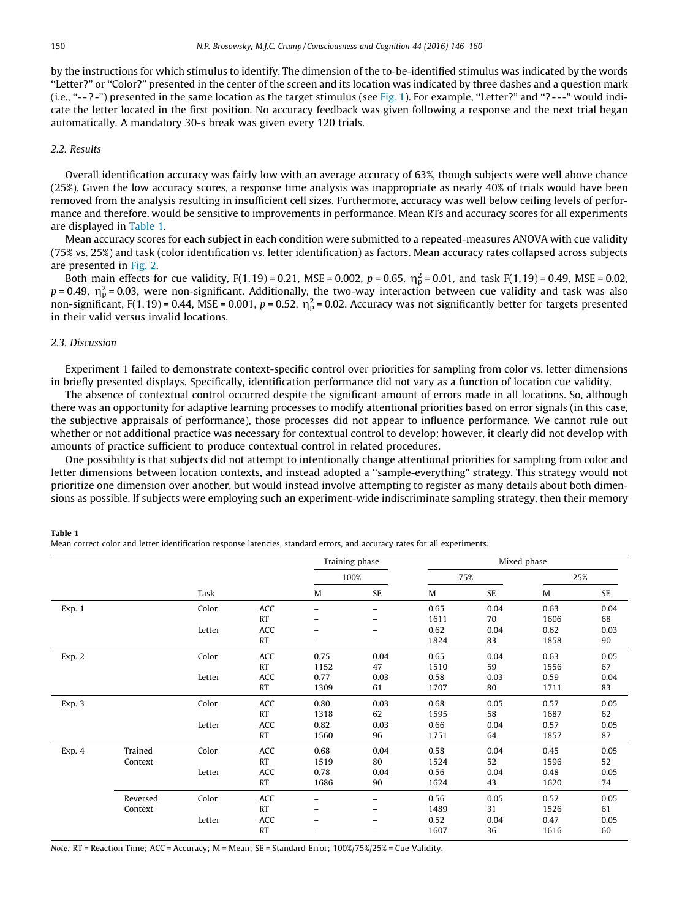by the instructions for which stimulus to identify. The dimension of the to-be-identified stimulus was indicated by the words "Letter?" or "Color?" presented in the center of the screen and its location was indicated by three dashes and a question mark (i.e., "--?-") presented in the same location as the target stimulus (see Fig. 1). For example, "Letter?" and "?---" would indicate the letter located in the first position. No accuracy feedback was given following a response and the next trial began automatically. A mandatory 30-s break was given every 120 trials.

## 2.2. Results

Overall identification accuracy was fairly low with an average accuracy of 63%, though subjects were well above chance (25%). Given the low accuracy scores, a response time analysis was inappropriate as nearly 40% of trials would have been removed from the analysis resulting in insufficient cell sizes. Furthermore, accuracy was well below ceiling levels of performance and therefore, would be sensitive to improvements in performance. Mean RTs and accuracy scores for all experiments are displayed in Table 1.

Mean accuracy scores for each subject in each condition were submitted to a repeated-measures ANOVA with cue validity (75% vs. 25%) and task (color identification vs. letter identification) as factors. Mean accuracy rates collapsed across subjects are presented in Fig. 2.

Both main effects for cue validity, $F(1,19) = 0.21$, $MSE = 0.002$, $p = 0.65$, $\eta_p^2 = 0.01$, and task $F(1,19) = 0.49$, $MSE = 0.02$, $p = 0.49$, $\eta_p^2 = 0.03$, were non-significant. Additionally, the two-way interaction between cue validity and task was also non-significant, $F(1,19) = 0.44$, $MSE = 0.001$, $p = 0.52$, $\eta_p^2 = 0.02$. Accuracy was not significantly better for targets presented in their valid versus invalid locations.

## 2.3. Discussion

Experiment 1 failed to demonstrate context-specific control over priorities for sampling from color vs. letter dimensions in briefly presented displays. Specifically, identification performance did not vary as a function of location cue validity.

The absence of contextual control occurred despite the significant amount of errors made in all locations. So, although there was an opportunity for adaptive learning processes to modify attentional priorities based on error signals (in this case, the subjective appraisals of performance), those processes did not appear to influence performance. We cannot rule out whether or not additional practice was necessary for contextual control to develop; however, it clearly did not develop with amounts of practice sufficient to produce contextual control in related procedures.

One possibility is that subjects did not attempt to intentionally change attentional priorities for sampling from color and letter dimensions between location contexts, and instead adopted a "sample-everything" strategy. This strategy would not prioritize one dimension over another, but would instead involve attempting to register as many details about both dimensions as possible. If subjects were employing such an experiment-wide indiscriminate sampling strategy, then their memory

**Table 1**
Mean correct color and letter identification response latencies, standard errors, and accuracy rates for all experiments.

| | | Task | | Training phase | | Mixed phase | | | |
|---|---|---|---|---|---|---|---|---|---|
| | | | | 100% | | 75% | | 25% | |
| | | | | M | SE | M | SE | M | SE |
| Exp. 1 | | Color | ACC | – | – | 0.65 | 0.04 | 0.63 | 0.04 |
| | | | RT | – | – | 1611 | 70 | 1606 | 68 |
| | | Letter | ACC | – | – | 0.62 | 0.04 | 0.62 | 0.03 |
| | | | RT | – | – | 1824 | 83 | 1858 | 90 |
| Exp. 2 | | Color | ACC | 0.75 | 0.04 | 0.65 | 0.04 | 0.63 | 0.05 |
| | | | RT | 1152 | 47 | 1510 | 59 | 1556 | 67 |
| | | Letter | ACC | 0.77 | 0.03 | 0.58 | 0.03 | 0.59 | 0.04 |
| | | | RT | 1309 | 61 | 1707 | 80 | 1711 | 83 |
| Exp. 3 | | Color | ACC | 0.80 | 0.03 | 0.68 | 0.05 | 0.57 | 0.05 |
| | | | RT | 1318 | 62 | 1595 | 58 | 1687 | 62 |
| | | Letter | ACC | 0.82 | 0.03 | 0.66 | 0.04 | 0.57 | 0.05 |
| | | | RT | 1560 | 96 | 1751 | 64 | 1857 | 87 |
| Exp. 4 | Trained Context | Color | ACC | 0.68 | 0.04 | 0.58 | 0.04 | 0.45 | 0.05 |
| | | | RT | 1519 | 80 | 1524 | 52 | 1596 | 52 |
| | | Letter | ACC | 0.78 | 0.04 | 0.56 | 0.04 | 0.48 | 0.05 |
| | | | RT | 1686 | 90 | 1624 | 43 | 1620 | 74 |
| | Reversed Context | Color | ACC | – | – | 0.56 | 0.05 | 0.52 | 0.05 |
| | | | RT | – | – | 1489 | 31 | 1526 | 61 |
| | | Letter | ACC | – | – | 0.52 | 0.04 | 0.47 | 0.05 |
| | | | RT | – | – | 1607 | 36 | 1616 | 60 |

*Note:* RT = Reaction Time; ACC = Accuracy; M = Mean; SE = Standard Error; 100%/75%/25% = Cue Validity.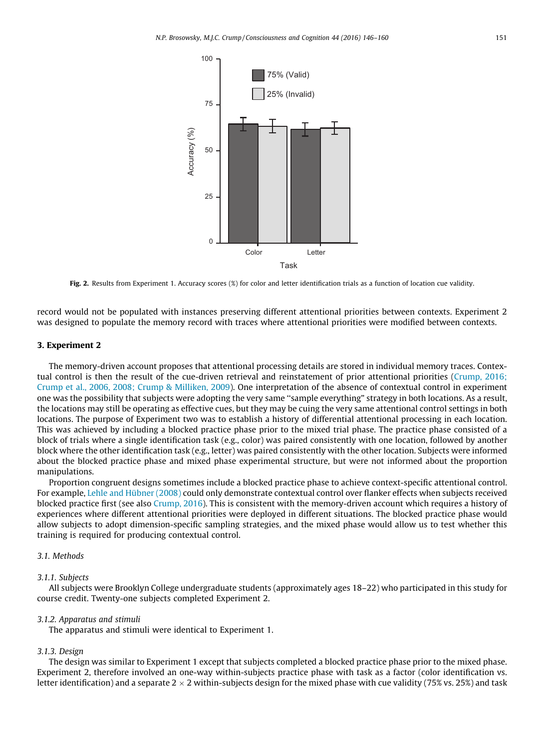Fig. 2. Results from Experiment 1. Accuracy scores (%) for color and letter identification trials as a function of location cue validity.

record would not be populated with instances preserving different attentional priorities between contexts. Experiment 2 was designed to populate the memory record with traces where attentional priorities were modified between contexts.

## 3. Experiment 2

The memory-driven account proposes that attentional processing details are stored in individual memory traces. Contextual control is then the result of the cue-driven retrieval and reinstatement of prior attentional priorities (Crump, 2016; Crump et al., 2006, 2008; Crump & Milliken, 2009). One interpretation of the absence of contextual control in experiment one was the possibility that subjects were adopting the very same "sample everything" strategy in both locations. As a result, the locations may still be operating as effective cues, but they may be cuing the very same attentional control settings in both locations. The purpose of Experiment two was to establish a history of differential attentional processing in each location. This was achieved by including a blocked practice phase prior to the mixed trial phase. The practice phase consisted of a block of trials where a single identification task (e.g., color) was paired consistently with one location, followed by another block where the other identification task (e.g., letter) was paired consistently with the other location. Subjects were informed about the blocked practice phase and mixed phase experimental structure, but were not informed about the proportion manipulations.

Proportion congruent designs sometimes include a blocked practice phase to achieve context-specific attentional control. For example, Lehle and Hübner (2008) could only demonstrate contextual control over flanker effects when subjects received blocked practice first (see also Crump, 2016). This is consistent with the memory-driven account which requires a history of experiences where different attentional priorities were deployed in different situations. The blocked practice phase would allow subjects to adopt dimension-specific sampling strategies, and the mixed phase would allow us to test whether this training is required for producing contextual control.

### 3.1. Methods

#### 3.1.1. Subjects

All subjects were Brooklyn College undergraduate students (approximately ages 18–22) who participated in this study for course credit. Twenty-one subjects completed Experiment 2.

#### 3.1.2. Apparatus and stimuli

The apparatus and stimuli were identical to Experiment 1.

#### 3.1.3. Design

The design was similar to Experiment 1 except that subjects completed a blocked practice phase prior to the mixed phase. Experiment 2, therefore involved an one-way within-subjects practice phase with task as a factor (color identification vs. letter identification) and a separate 2 × 2 within-subjects design for the mixed phase with cue validity (75% vs. 25%) and task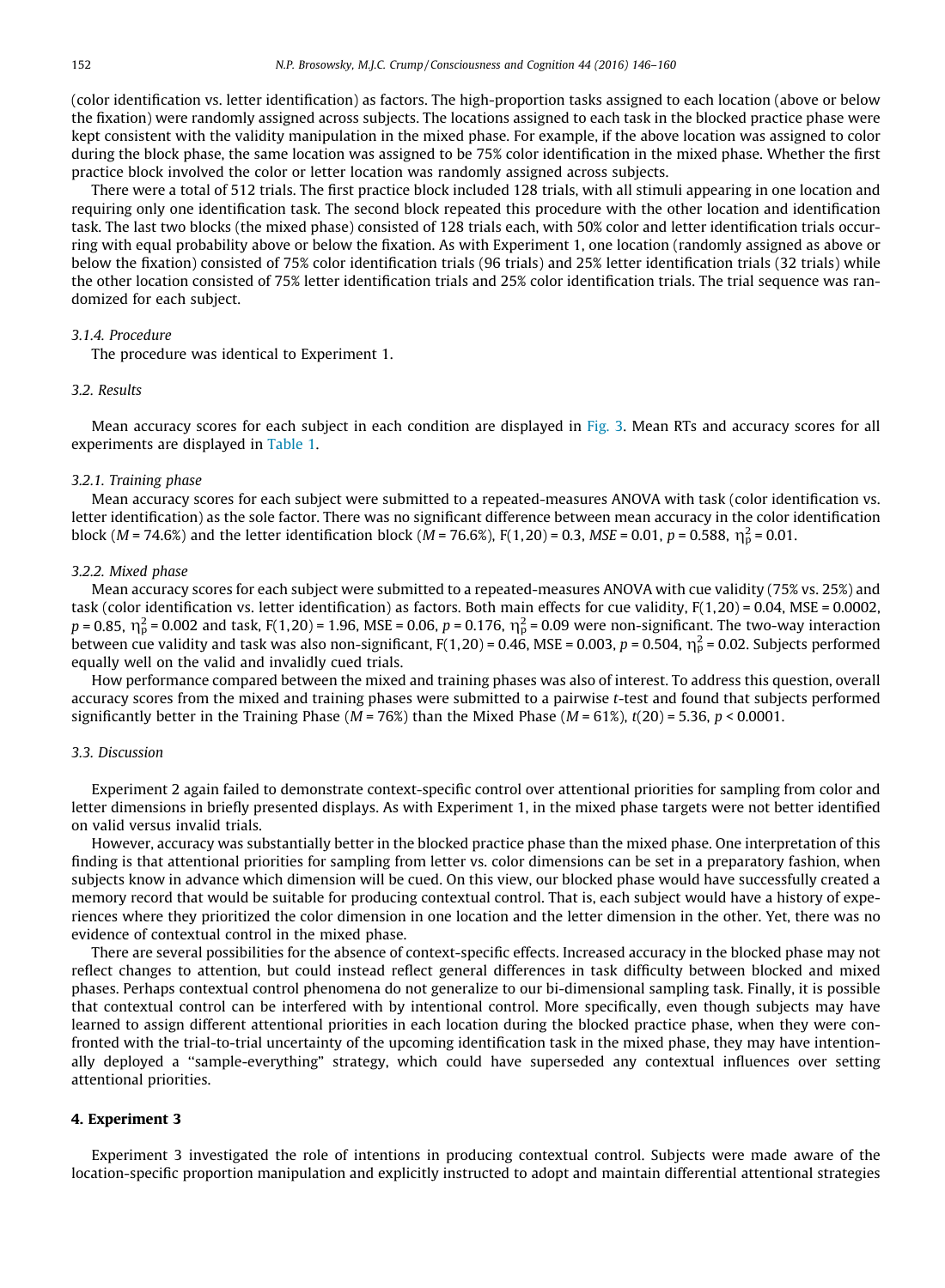(color identification vs. letter identification) as factors. The high-proportion tasks assigned to each location (above or below the fixation) were randomly assigned across subjects. The locations assigned to each task in the blocked practice phase were kept consistent with the validity manipulation in the mixed phase. For example, if the above location was assigned to color during the block phase, the same location was assigned to be 75% color identification in the mixed phase. Whether the first practice block involved the color or letter location was randomly assigned across subjects.

There were a total of 512 trials. The first practice block included 128 trials, with all stimuli appearing in one location and requiring only one identification task. The second block repeated this procedure with the other location and identification task. The last two blocks (the mixed phase) consisted of 128 trials each, with 50% color and letter identification trials occurring with equal probability above or below the fixation. As with Experiment 1, one location (randomly assigned as above or below the fixation) consisted of 75% color identification trials (96 trials) and 25% letter identification trials (32 trials) while the other location consisted of 75% letter identification trials and 25% color identification trials. The trial sequence was randomized for each subject.

### 3.1.4. Procedure

The procedure was identical to Experiment 1.

## 3.2. Results

Mean accuracy scores for each subject in each condition are displayed in Fig. 3. Mean RTs and accuracy scores for all experiments are displayed in Table 1.

### 3.2.1. Training phase

Mean accuracy scores for each subject were submitted to a repeated-measures ANOVA with task (color identification vs. letter identification) as the sole factor. There was no significant difference between mean accuracy in the color identification block ($M$ = 74.6%) and the letter identification block ($M$ = 76.6%), $F(1,20) = 0.3$, $MSE = 0.01$, $p = 0.588$, $\eta_p^2 = 0.01$.

### 3.2.2. Mixed phase

Mean accuracy scores for each subject were submitted to a repeated-measures ANOVA with cue validity (75% vs. 25%) and task (color identification vs. letter identification) as factors. Both main effects for cue validity, $F(1,20) = 0.04$, MSE = 0.0002, $p = 0.85$, $\eta_p^2 = 0.002$ and task, $F(1,20) = 1.96$, MSE = 0.06, $p = 0.176$, $\eta_p^2 = 0.09$ were non-significant. The two-way interaction between cue validity and task was also non-significant, $F(1,20) = 0.46$, MSE = 0.003, $p = 0.504$, $\eta_p^2 = 0.02$. Subjects performed equally well on the valid and invalidly cued trials.

How performance compared between the mixed and training phases was also of interest. To address this question, overall accuracy scores from the mixed and training phases were submitted to a pairwise $t$-test and found that subjects performed significantly better in the Training Phase ($M$ = 76%) than the Mixed Phase ($M$ = 61%), $t(20) = 5.36$, $p < 0.0001$.

## 3.3. Discussion

Experiment 2 again failed to demonstrate context-specific control over attentional priorities for sampling from color and letter dimensions in briefly presented displays. As with Experiment 1, in the mixed phase targets were not better identified on valid versus invalid trials.

However, accuracy was substantially better in the blocked practice phase than the mixed phase. One interpretation of this finding is that attentional priorities for sampling from letter vs. color dimensions can be set in a preparatory fashion, when subjects know in advance which dimension will be cued. On this view, our blocked phase would have successfully created a memory record that would be suitable for producing contextual control. That is, each subject would have a history of experiences where they prioritized the color dimension in one location and the letter dimension in the other. Yet, there was no evidence of contextual control in the mixed phase.

There are several possibilities for the absence of context-specific effects. Increased accuracy in the blocked phase may not reflect changes to attention, but could instead reflect general differences in task difficulty between blocked and mixed phases. Perhaps contextual control phenomena do not generalize to our bi-dimensional sampling task. Finally, it is possible that contextual control can be interfered with by intentional control. More specifically, even though subjects may have learned to assign different attentional priorities in each location during the blocked practice phase, when they were confronted with the trial-to-trial uncertainty of the upcoming identification task in the mixed phase, they may have intentionally deployed a "sample-everything" strategy, which could have superseded any contextual influences over setting attentional priorities.

# 4. Experiment 3

Experiment 3 investigated the role of intentions in producing contextual control. Subjects were made aware of the location-specific proportion manipulation and explicitly instructed to adopt and maintain differential attentional strategies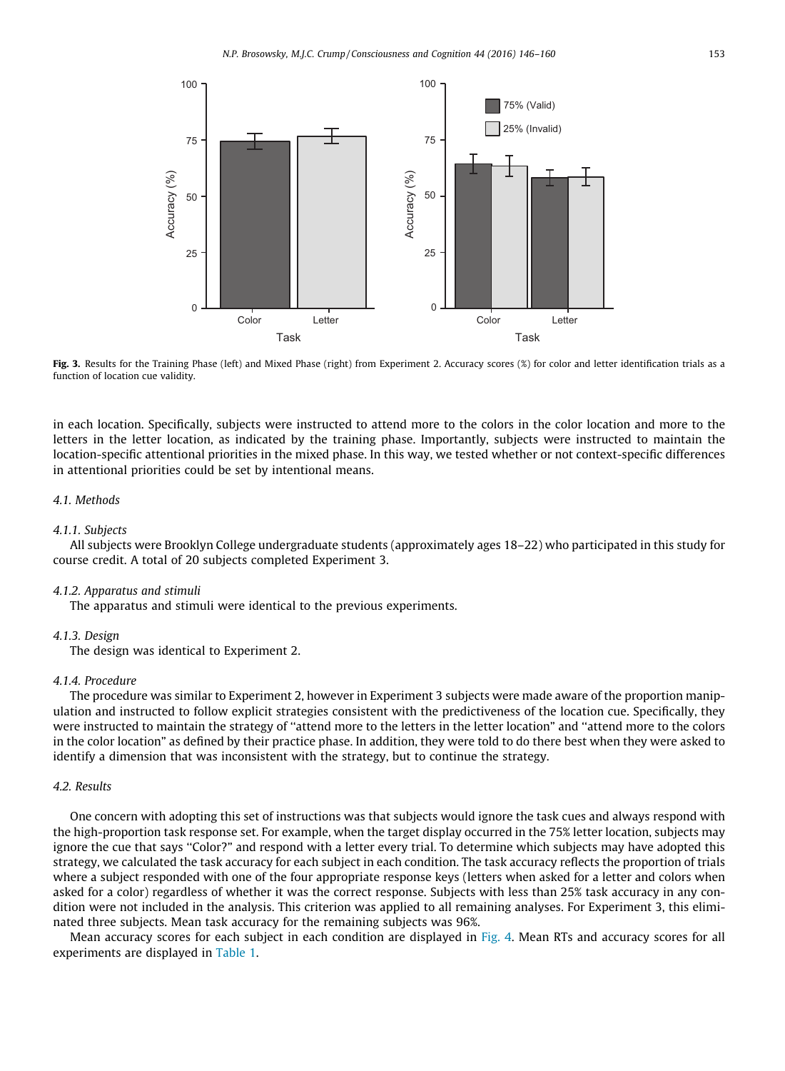**Fig. 3.** Results for the Training Phase (left) and Mixed Phase (right) from Experiment 2. Accuracy scores (%) for color and letter identification trials as a function of location cue validity.

in each location. Specifically, subjects were instructed to attend more to the colors in the color location and more to the letters in the letter location, as indicated by the training phase. Importantly, subjects were instructed to maintain the location-specific attentional priorities in the mixed phase. In this way, we tested whether or not context-specific differences in attentional priorities could be set by intentional means.

### 4.1. Methods

#### 4.1.1. Subjects

All subjects were Brooklyn College undergraduate students (approximately ages 18–22) who participated in this study for course credit. A total of 20 subjects completed Experiment 3.

#### 4.1.2. Apparatus and stimuli

The apparatus and stimuli were identical to the previous experiments.

#### 4.1.3. Design

The design was identical to Experiment 2.

#### 4.1.4. Procedure

The procedure was similar to Experiment 2, however in Experiment 3 subjects were made aware of the proportion manipulation and instructed to follow explicit strategies consistent with the predictiveness of the location cue. Specifically, they were instructed to maintain the strategy of ''attend more to the letters in the letter location'' and ''attend more to the colors in the color location'' as defined by their practice phase. In addition, they were told to do there best when they were asked to identify a dimension that was inconsistent with the strategy, but to continue the strategy.

### 4.2. Results

One concern with adopting this set of instructions was that subjects would ignore the task cues and always respond with the high-proportion task response set. For example, when the target display occurred in the 75% letter location, subjects may ignore the cue that says ''Color?'' and respond with a letter every trial. To determine which subjects may have adopted this strategy, we calculated the task accuracy for each subject in each condition. The task accuracy reflects the proportion of trials where a subject responded with one of the four appropriate response keys (letters when asked for a letter and colors when asked for a color) regardless of whether it was the correct response. Subjects with less than 25% task accuracy in any condition were not included in the analysis. This criterion was applied to all remaining analyses. For Experiment 3, this eliminated three subjects. Mean task accuracy for the remaining subjects was 96%.

Mean accuracy scores for each subject in each condition are displayed in Fig. 4. Mean RTs and accuracy scores for all experiments are displayed in Table 1.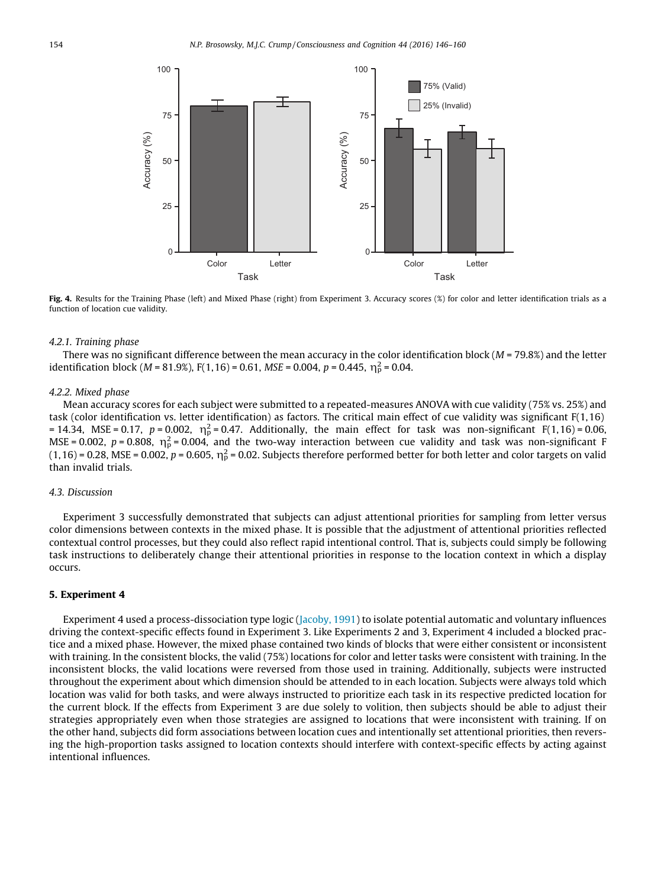**Fig. 4.** Results for the Training Phase (left) and Mixed Phase (right) from Experiment 3. Accuracy scores (%) for color and letter identification trials as a function of location cue validity.

#### 4.2.1. Training phase

There was no significant difference between the mean accuracy in the color identification block ($M = 79.8\%$) and the letter identification block ($M = 81.9\%$), $F(1,16) = 0.61$, $MSE = 0.004$, $p = 0.445$, $\eta_p^2 = 0.04$.

#### 4.2.2. Mixed phase

Mean accuracy scores for each subject were submitted to a repeated-measures ANOVA with cue validity (75% vs. 25%) and task (color identification vs. letter identification) as factors. The critical main effect of cue validity was significant $F(1,16) = 14.34$, $MSE = 0.17$, $p = 0.002$, $\eta_p^2 = 0.47$. Additionally, the main effect for task was non-significant $F(1,16) = 0.06$, $MSE = 0.002$, $p = 0.808$, $\eta_p^2 = 0.004$, and the two-way interaction between cue validity and task was non-significant $F(1,16) = 0.28$, $MSE = 0.002$, $p = 0.605$, $\eta_p^2 = 0.02$. Subjects therefore performed better for both letter and color targets on valid than invalid trials.

### 4.3. Discussion

Experiment 3 successfully demonstrated that subjects can adjust attentional priorities for sampling from letter versus color dimensions between contexts in the mixed phase. It is possible that the adjustment of attentional priorities reflected contextual control processes, but they could also reflect rapid intentional control. That is, subjects could simply be following task instructions to deliberately change their attentional priorities in response to the location context in which a display occurs.

## 5. Experiment 4

Experiment 4 used a process-dissociation type logic (Jacoby, 1991) to isolate potential automatic and voluntary influences driving the context-specific effects found in Experiment 3. Like Experiments 2 and 3, Experiment 4 included a blocked practice and a mixed phase. However, the mixed phase contained two kinds of blocks that were either consistent or inconsistent with training. In the consistent blocks, the valid (75%) locations for color and letter tasks were consistent with training. In the inconsistent blocks, the valid locations were reversed from those used in training. Additionally, subjects were instructed throughout the experiment about which dimension should be attended to in each location. Subjects were always told which location was valid for both tasks, and were always instructed to prioritize each task in its respective predicted location for the current block. If the effects from Experiment 3 are due solely to volition, then subjects should be able to adjust their strategies appropriately even when those strategies are assigned to locations that were inconsistent with training. If on the other hand, subjects did form associations between location cues and intentionally set attentional priorities, then reversing the high-proportion tasks assigned to location contexts should interfere with context-specific effects by acting against intentional influences.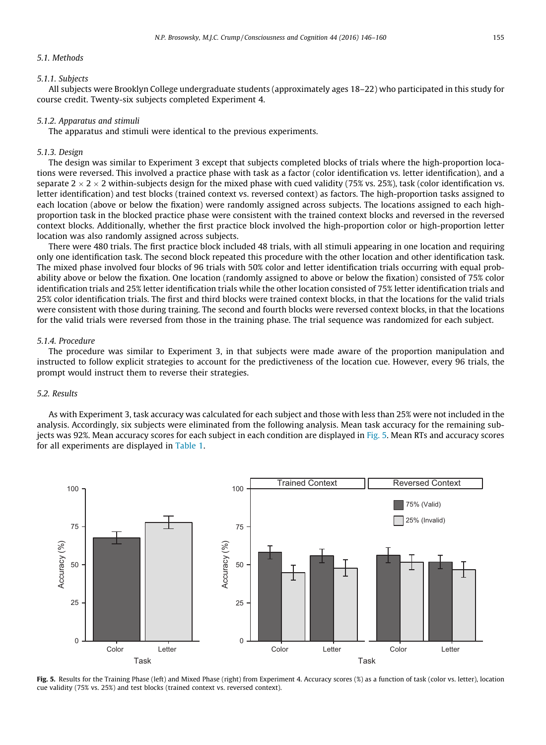### 5.1. Methods

#### 5.1.1. Subjects

All subjects were Brooklyn College undergraduate students (approximately ages 18–22) who participated in this study for course credit. Twenty-six subjects completed Experiment 4.

#### 5.1.2. Apparatus and stimuli

The apparatus and stimuli were identical to the previous experiments.

#### 5.1.3. Design

The design was similar to Experiment 3 except that subjects completed blocks of trials where the high-proportion locations were reversed. This involved a practice phase with task as a factor (color identification vs. letter identification), and a separate $2 \times 2 \times 2$ within-subjects design for the mixed phase with cued validity (75% vs. 25%), task (color identification vs. letter identification) and test blocks (trained context vs. reversed context) as factors. The high-proportion tasks assigned to each location (above or below the fixation) were randomly assigned across subjects. The locations assigned to each high-proportion task in the blocked practice phase were consistent with the trained context blocks and reversed in the reversed context blocks. Additionally, whether the first practice block involved the high-proportion color or high-proportion letter location was also randomly assigned across subjects.

There were 480 trials. The first practice block included 48 trials, with all stimuli appearing in one location and requiring only one identification task. The second block repeated this procedure with the other location and other identification task. The mixed phase involved four blocks of 96 trials with 50% color and letter identification trials occurring with equal probability above or below the fixation. One location (randomly assigned to above or below the fixation) consisted of 75% color identification trials and 25% letter identification trials while the other location consisted of 75% letter identification trials and 25% color identification trials. The first and third blocks were trained context blocks, in that the locations for the valid trials were consistent with those during training. The second and fourth blocks were reversed context blocks, in that the locations for the valid trials were reversed from those in the training phase. The trial sequence was randomized for each subject.

#### 5.1.4. Procedure

The procedure was similar to Experiment 3, in that subjects were made aware of the proportion manipulation and instructed to follow explicit strategies to account for the predictiveness of the location cue. However, every 96 trials, the prompt would instruct them to reverse their strategies.

### 5.2. Results

As with Experiment 3, task accuracy was calculated for each subject and those with less than 25% were not included in the analysis. Accordingly, six subjects were eliminated from the following analysis. Mean task accuracy for the remaining subjects was 92%. Mean accuracy scores for each subject in each condition are displayed in Fig. 5. Mean RTs and accuracy scores for all experiments are displayed in Table 1.

**Fig. 5.** Results for the Training Phase (left) and Mixed Phase (right) from Experiment 4. Accuracy scores (%) as a function of task (color vs. letter), location cue validity (75% vs. 25%) and test blocks (trained context vs. reversed context).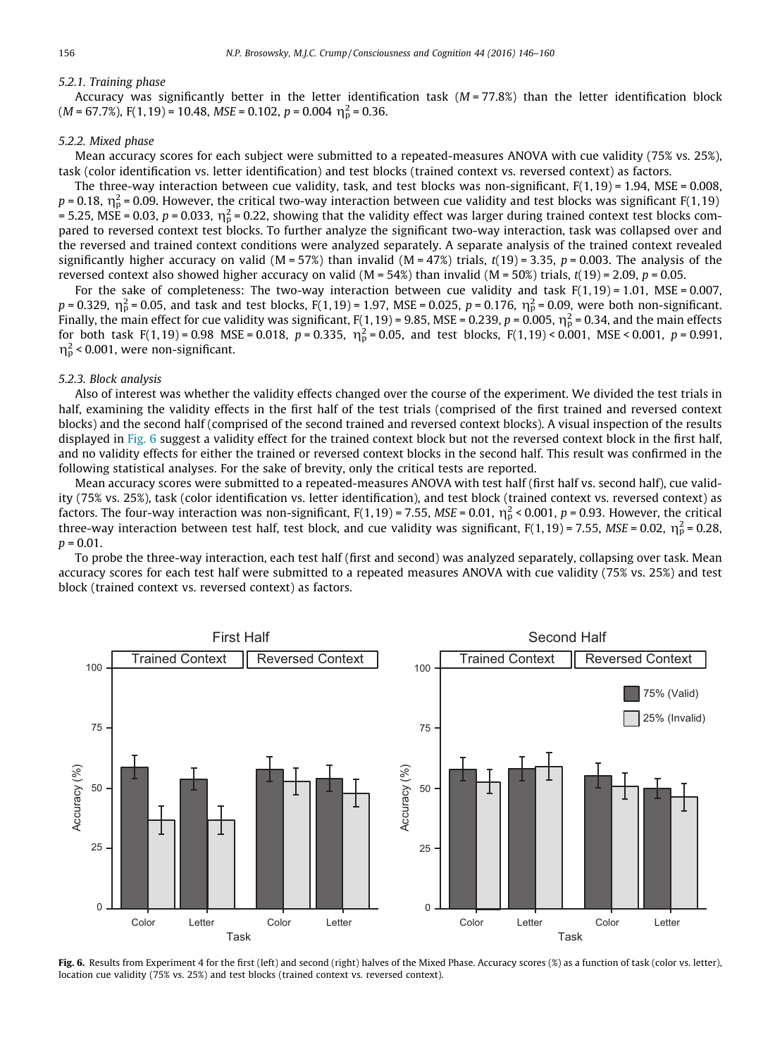#### 5.2.1. Training phase

Accuracy was significantly better in the letter identification task ($M = 77.8\%$) than the letter identification block ($M = 67.7\%$), $F(1,19) = 10.48$, $MSE = 0.102$, $p = 0.004$ $\eta_p^2 = 0.36$.

#### 5.2.2. Mixed phase

Mean accuracy scores for each subject were submitted to a repeated-measures ANOVA with cue validity (75% vs. 25%), task (color identification vs. letter identification) and test blocks (trained context vs. reversed context) as factors.

The three-way interaction between cue validity, task, and test blocks was non-significant, $F(1,19) = 1.94$, $MSE = 0.008$, $p = 0.18$, $\eta_p^2 = 0.09$. However, the critical two-way interaction between cue validity and test blocks was significant $F(1,19) = 5.25$, $MSE = 0.03$, $p = 0.033$, $\eta_p^2 = 0.22$, showing that the validity effect was larger during trained context test blocks compared to reversed context test blocks. To further analyze the significant two-way interaction, task was collapsed over and the reversed and trained context conditions were analyzed separately. A separate analysis of the trained context revealed significantly higher accuracy on valid ($M = 57\%$) than invalid ($M = 47\%$) trials, $t(19) = 3.35$, $p = 0.003$. The analysis of the reversed context also showed higher accuracy on valid ($M = 54\%$) than invalid ($M = 50\%$) trials, $t(19) = 2.09$, $p = 0.05$.

For the sake of completeness: The two-way interaction between cue validity and task $F(1,19) = 1.01$, $MSE = 0.007$, $p = 0.329$, $\eta_p^2 = 0.05$, and task and test blocks, $F(1,19) = 1.97$, $MSE = 0.025$, $p = 0.176$, $\eta_p^2 = 0.09$, were both non-significant. Finally, the main effect for cue validity was significant, $F(1,19) = 9.85$, $MSE = 0.239$, $p = 0.005$, $\eta_p^2 = 0.34$, and the main effects for both task $F(1,19) = 0.98$ $MSE = 0.018$, $p = 0.335$, $\eta_p^2 = 0.05$, and test blocks, $F(1,19) < 0.001$, $MSE < 0.001$, $p = 0.991$, $\eta_p^2 < 0.001$, were non-significant.

#### 5.2.3. Block analysis

Also of interest was whether the validity effects changed over the course of the experiment. We divided the test trials in half, examining the validity effects in the first half of the test trials (comprised of the first trained and reversed context blocks) and the second half (comprised of the second trained and reversed context blocks). A visual inspection of the results displayed in Fig. 6 suggest a validity effect for the trained context block but not the reversed context block in the first half, and no validity effects for either the trained or reversed context blocks in the second half. This result was confirmed in the following statistical analyses. For the sake of brevity, only the critical tests are reported.

Mean accuracy scores were submitted to a repeated-measures ANOVA with test half (first half vs. second half), cue validity (75% vs. 25%), task (color identification vs. letter identification), and test block (trained context vs. reversed context) as factors. The four-way interaction was non-significant, $F(1,19) = 7.55$, $MSE = 0.01$, $\eta_p^2 < 0.001$, $p = 0.93$. However, the critical three-way interaction between test half, test block, and cue validity was significant, $F(1,19) = 7.55$, $MSE = 0.02$, $\eta_p^2 = 0.28$, $p = 0.01$.

To probe the three-way interaction, each test half (first and second) was analyzed separately, collapsing over task. Mean accuracy scores for each test half were submitted to a repeated measures ANOVA with cue validity (75% vs. 25%) and test block (trained context vs. reversed context) as factors.

**Fig. 6.** Results from Experiment 4 for the first (left) and second (right) halves of the Mixed Phase. Accuracy scores (%) as a function of task (color vs. letter), location cue validity (75% vs. 25%) and test blocks (trained context vs. reversed context).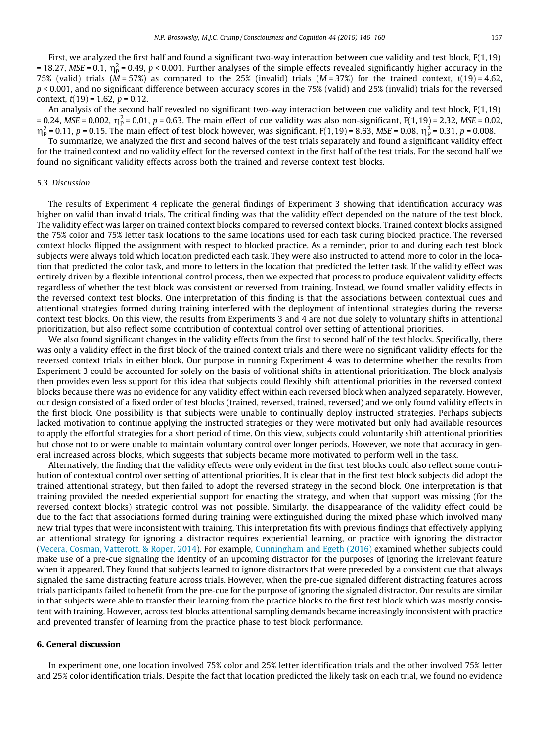First, we analyzed the first half and found a significant two-way interaction between cue validity and test block, $F(1,19) = 18.27$, $MSE = 0.1$, $\eta_p^2 = 0.49$, $p < 0.001$. Further analyses of the simple effects revealed significantly higher accuracy in the 75% (valid) trials ($M = 57\%$) as compared to the 25% (invalid) trials ($M = 37\%$) for the trained context, $t(19) = 4.62$, $p < 0.001$, and no significant difference between accuracy scores in the 75% (valid) and 25% (invalid) trials for the reversed context, $t(19) = 1.62$, $p = 0.12$.

An analysis of the second half revealed no significant two-way interaction between cue validity and test block, $F(1,19) = 0.24$, $MSE = 0.002$, $\eta_p^2 = 0.01$, $p = 0.63$. The main effect of cue validity was also non-significant, $F(1,19) = 2.32$, $MSE = 0.02$, $\eta_p^2 = 0.11$, $p = 0.15$. The main effect of test block however, was significant, $F(1,19) = 8.63$, $MSE = 0.08$, $\eta_p^2 = 0.31$, $p = 0.008$.

To summarize, we analyzed the first and second halves of the test trials separately and found a significant validity effect for the trained context and no validity effect for the reversed context in the first half of the test trials. For the second half we found no significant validity effects across both the trained and reverse context test blocks.

### 5.3. Discussion

The results of Experiment 4 replicate the general findings of Experiment 3 showing that identification accuracy was higher on valid than invalid trials. The critical finding was that the validity effect depended on the nature of the test block. The validity effect was larger on trained context blocks compared to reversed context blocks. Trained context blocks assigned the 75% color and 75% letter task locations to the same locations used for each task during blocked practice. The reversed context blocks flipped the assignment with respect to blocked practice. As a reminder, prior to and during each test block subjects were always told which location predicted each task. They were also instructed to attend more to color in the location that predicted the color task, and more to letters in the location that predicted the letter task. If the validity effect was entirely driven by a flexible intentional control process, then we expected that process to produce equivalent validity effects regardless of whether the test block was consistent or reversed from training. Instead, we found smaller validity effects in the reversed context test blocks. One interpretation of this finding is that the associations between contextual cues and attentional strategies formed during training interfered with the deployment of intentional strategies during the reverse context test blocks. On this view, the results from Experiments 3 and 4 are not due solely to voluntary shifts in attentional prioritization, but also reflect some contribution of contextual control over setting of attentional priorities.

We also found significant changes in the validity effects from the first to second half of the test blocks. Specifically, there was only a validity effect in the first block of the trained context trials and there were no significant validity effects for the reversed context trials in either block. Our purpose in running Experiment 4 was to determine whether the results from Experiment 3 could be accounted for solely on the basis of volitional shifts in attentional prioritization. The block analysis then provides even less support for this idea that subjects could flexibly shift attentional priorities in the reversed context blocks because there was no evidence for any validity effect within each reversed block when analyzed separately. However, our design consisted of a fixed order of test blocks (trained, reversed, trained, reversed) and we only found validity effects in the first block. One possibility is that subjects were unable to continually deploy instructed strategies. Perhaps subjects lacked motivation to continue applying the instructed strategies or they were motivated but only had available resources to apply the effortful strategies for a short period of time. On this view, subjects could voluntarily shift attentional priorities but chose not to or were unable to maintain voluntary control over longer periods. However, we note that accuracy in general increased across blocks, which suggests that subjects became more motivated to perform well in the task.

Alternatively, the finding that the validity effects were only evident in the first test blocks could also reflect some contribution of contextual control over setting of attentional priorities. It is clear that in the first test block subjects did adopt the trained attentional strategy, but then failed to adopt the reversed strategy in the second block. One interpretation is that training provided the needed experiential support for enacting the strategy, and when that support was missing (for the reversed context blocks) strategic control was not possible. Similarly, the disappearance of the validity effect could be due to the fact that associations formed during training were extinguished during the mixed phase which involved many new trial types that were inconsistent with training. This interpretation fits with previous findings that effectively applying an attentional strategy for ignoring a distractor requires experiential learning, or practice with ignoring the distractor (Vecera, Cosman, Vatterott, & Roper, 2014). For example, Cunningham and Egeth (2016) examined whether subjects could make use of a pre-cue signaling the identity of an upcoming distractor for the purposes of ignoring the irrelevant feature when it appeared. They found that subjects learned to ignore distractors that were preceded by a consistent cue that always signaled the same distracting feature across trials. However, when the pre-cue signaled different distracting features across trials participants failed to benefit from the pre-cue for the purpose of ignoring the signaled distractor. Our results are similar in that subjects were able to transfer their learning from the practice blocks to the first test block which was mostly consistent with training. However, across test blocks attentional sampling demands became increasingly inconsistent with practice and prevented transfer of learning from the practice phase to test block performance.

## 6. General discussion

In experiment one, one location involved 75% color and 25% letter identification trials and the other involved 75% letter and 25% color identification trials. Despite the fact that location predicted the likely task on each trial, we found no evidence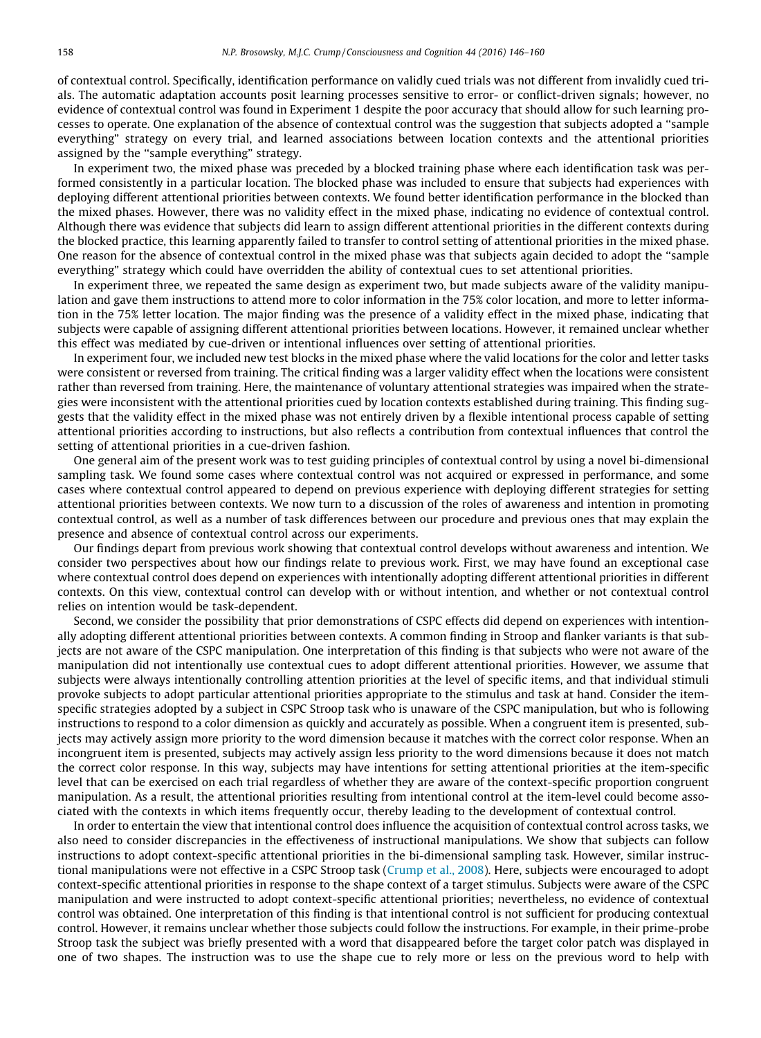of contextual control. Specifically, identification performance on validly cued trials was not different from invalidly cued trials. The automatic adaptation accounts posit learning processes sensitive to error- or conflict-driven signals; however, no evidence of contextual control was found in Experiment 1 despite the poor accuracy that should allow for such learning processes to operate. One explanation of the absence of contextual control was the suggestion that subjects adopted a "sample everything" strategy on every trial, and learned associations between location contexts and the attentional priorities assigned by the "sample everything" strategy.

In experiment two, the mixed phase was preceded by a blocked training phase where each identification task was performed consistently in a particular location. The blocked phase was included to ensure that subjects had experiences with deploying different attentional priorities between contexts. We found better identification performance in the blocked than the mixed phases. However, there was no validity effect in the mixed phase, indicating no evidence of contextual control. Although there was evidence that subjects did learn to assign different attentional priorities in the different contexts during the blocked practice, this learning apparently failed to transfer to control setting of attentional priorities in the mixed phase. One reason for the absence of contextual control in the mixed phase was that subjects again decided to adopt the "sample everything" strategy which could have overridden the ability of contextual cues to set attentional priorities.

In experiment three, we repeated the same design as experiment two, but made subjects aware of the validity manipulation and gave them instructions to attend more to color information in the 75% color location, and more to letter information in the 75% letter location. The major finding was the presence of a validity effect in the mixed phase, indicating that subjects were capable of assigning different attentional priorities between locations. However, it remained unclear whether this effect was mediated by cue-driven or intentional influences over setting of attentional priorities.

In experiment four, we included new test blocks in the mixed phase where the valid locations for the color and letter tasks were consistent or reversed from training. The critical finding was a larger validity effect when the locations were consistent rather than reversed from training. Here, the maintenance of voluntary attentional strategies was impaired when the strategies were inconsistent with the attentional priorities cued by location contexts established during training. This finding suggests that the validity effect in the mixed phase was not entirely driven by a flexible intentional process capable of setting attentional priorities according to instructions, but also reflects a contribution from contextual influences that control the setting of attentional priorities in a cue-driven fashion.

One general aim of the present work was to test guiding principles of contextual control by using a novel bi-dimensional sampling task. We found some cases where contextual control was not acquired or expressed in performance, and some cases where contextual control appeared to depend on previous experience with deploying different strategies for setting attentional priorities between contexts. We now turn to a discussion of the roles of awareness and intention in promoting contextual control, as well as a number of task differences between our procedure and previous ones that may explain the presence and absence of contextual control across our experiments.

Our findings depart from previous work showing that contextual control develops without awareness and intention. We consider two perspectives about how our findings relate to previous work. First, we may have found an exceptional case where contextual control does depend on experiences with intentionally adopting different attentional priorities in different contexts. On this view, contextual control can develop with or without intention, and whether or not contextual control relies on intention would be task-dependent.

Second, we consider the possibility that prior demonstrations of CSPC effects did depend on experiences with intentionally adopting different attentional priorities between contexts. A common finding in Stroop and flanker variants is that subjects are not aware of the CSPC manipulation. One interpretation of this finding is that subjects who were not aware of the manipulation did not intentionally use contextual cues to adopt different attentional priorities. However, we assume that subjects were always intentionally controlling attention priorities at the level of specific items, and that individual stimuli provoke subjects to adopt particular attentional priorities appropriate to the stimulus and task at hand. Consider the item-specific strategies adopted by a subject in CSPC Stroop task who is unaware of the CSPC manipulation, but who is following instructions to respond to a color dimension as quickly and accurately as possible. When a congruent item is presented, subjects may actively assign more priority to the word dimension because it matches with the correct color response. When an incongruent item is presented, subjects may actively assign less priority to the word dimensions because it does not match the correct color response. In this way, subjects may have intentions for setting attentional priorities at the item-specific level that can be exercised on each trial regardless of whether they are aware of the context-specific proportion congruent manipulation. As a result, the attentional priorities resulting from intentional control at the item-level could become associated with the contexts in which items frequently occur, thereby leading to the development of contextual control.

In order to entertain the view that intentional control does influence the acquisition of contextual control across tasks, we also need to consider discrepancies in the effectiveness of instructional manipulations. We show that subjects can follow instructions to adopt context-specific attentional priorities in the bi-dimensional sampling task. However, similar instructional manipulations were not effective in a CSPC Stroop task (Crump et al., 2008). Here, subjects were encouraged to adopt context-specific attentional priorities in response to the shape context of a target stimulus. Subjects were aware of the CSPC manipulation and were instructed to adopt context-specific attentional priorities; nevertheless, no evidence of contextual control was obtained. One interpretation of this finding is that intentional control is not sufficient for producing contextual control. However, it remains unclear whether those subjects could follow the instructions. For example, in their prime-probe Stroop task the subject was briefly presented with a word that disappeared before the target color patch was displayed in one of two shapes. The instruction was to use the shape cue to rely more or less on the previous word to help with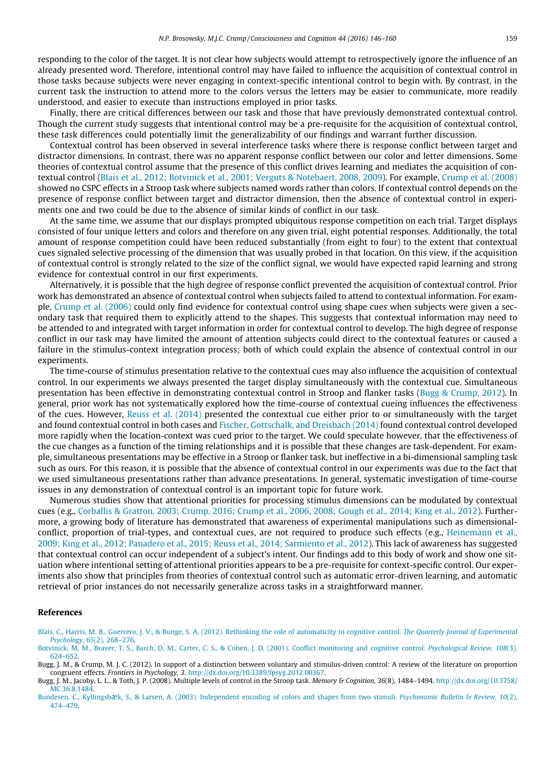responding to the color of the target. It is not clear how subjects would attempt to retrospectively ignore the influence of an already presented word. Therefore, intentional control may have failed to influence the acquisition of contextual control in those tasks because subjects were never engaging in context-specific intentional control to begin with. By contrast, in the current task the instruction to attend more to the colors versus the letters may be easier to communicate, more readily understood, and easier to execute than instructions employed in prior tasks.

Finally, there are critical differences between our task and those that have previously demonstrated contextual control. Though the current study suggests that intentional control may be a pre-requisite for the acquisition of contextual control, these task differences could potentially limit the generalizability of our findings and warrant further discussion.

Contextual control has been observed in several interference tasks where there is response conflict between target and distractor dimensions. In contrast, there was no apparent response conflict between our color and letter dimensions. Some theories of contextual control assume that the presence of this conflict drives learning and mediates the acquisition of contextual control (Blais et al., 2012; Botvinick et al., 2001; Verguts & Notebaert, 2008, 2009). For example, Crump et al. (2008) showed no CSPC effects in a Stroop task where subjects named words rather than colors. If contextual control depends on the presence of response conflict between target and distractor dimension, then the absence of contextual control in experiments one and two could be due to the absence of similar kinds of conflict in our task.

At the same time, we assume that our displays prompted ubiquitous response competition on each trial. Target displays consisted of four unique letters and colors and therefore on any given trial, eight potential responses. Additionally, the total amount of response competition could have been reduced substantially (from eight to four) to the extent that contextual cues signaled selective processing of the dimension that was usually probed in that location. On this view, if the acquisition of contextual control is strongly related to the size of the conflict signal, we would have expected rapid learning and strong evidence for contextual control in our first experiments.

Alternatively, it is possible that the high degree of response conflict prevented the acquisition of contextual control. Prior work has demonstrated an absence of contextual control when subjects failed to attend to contextual information. For example, Crump et al. (2006) could only find evidence for contextual control using shape cues when subjects were given a secondary task that required them to explicitly attend to the shapes. This suggests that contextual information may need to be attended to and integrated with target information in order for contextual control to develop. The high degree of response conflict in our task may have limited the amount of attention subjects could direct to the contextual features or caused a failure in the stimulus-context integration process; both of which could explain the absence of contextual control in our experiments.

The time-course of stimulus presentation relative to the contextual cues may also influence the acquisition of contextual control. In our experiments we always presented the target display simultaneously with the contextual cue. Simultaneous presentation has been effective in demonstrating contextual control in Stroop and flanker tasks (Bugg & Crump, 2012). In general, prior work has not systematically explored how the time-course of contextual cueing influences the effectiveness of the cues. However, Reuss et al. (2014) presented the contextual cue either prior to or simultaneously with the target and found contextual control in both cases and Fischer, Gottschalk, and Dreisbach (2014) found contextual control developed more rapidly when the location-context was cued prior to the target. We could speculate however, that the effectiveness of the cue changes as a function of the timing relationships and it is possible that these changes are task-dependent. For example, simultaneous presentations may be effective in a Stroop or flanker task, but ineffective in a bi-dimensional sampling task such as ours. For this reason, it is possible that the absence of contextual control in our experiments was due to the fact that we used simultaneous presentations rather than advance presentations. In general, systematic investigation of time-course issues in any demonstration of contextual control is an important topic for future work.

Numerous studies show that attentional priorities for processing stimulus dimensions can be modulated by contextual cues (e.g., Corballis & Gratton, 2003; Crump, 2016; Crump et al., 2006, 2008; Gough et al., 2014; King et al., 2012). Furthermore, a growing body of literature has demonstrated that awareness of experimental manipulations such as dimensional-conflict, proportion of trial-types, and contextual cues, are not required to produce such effects (e.g., Heinemann et al., 2009; King et al., 2012; Panadero et al., 2015; Reuss et al., 2014; Sarmiento et al., 2012). This lack of awareness has suggested that contextual control can occur independent of a subject's intent. Our findings add to this body of work and show one situation where intentional setting of attentional priorities appears to be a pre-requisite for context-specific control. Our experiments also show that principles from theories of contextual control such as automatic error-driven learning, and automatic retrieval of prior instances do not necessarily generalize across tasks in a straightforward manner.

## References

Blais, C., Harris, M. B., Guerrero, J. V., & Bunge, S. A. (2012). Rethinking the role of automaticity in cognitive control. *The Quarterly Journal of Experimental Psychology, 65*(2), 268–276.

Botvinick, M. M., Braver, T. S., Barch, D. M., Carter, C. S., & Cohen, J. D. (2001). Conflict monitoring and cognitive control. *Psychological Review, 108*(3), 624–652.

Bugg, J. M., & Crump, M. J. C. (2012). In support of a distinction between voluntary and stimulus-driven control: A review of the literature on proportion congruent effects. *Frontiers in Psychology, 3*. http://dx.doi.org/10.3389/fpsyg.2012.00367.

Bugg, J. M., Jacoby, L. L., & Toth, J. P. (2008). Multiple levels of control in the Stroop task. *Memory & Cognition, 36*(8), 1484–1494. http://dx.doi.org/10.3758/MC.36.8.1484.

Bundesen, C., Kyllingsbæk, S., & Larsen, A. (2003). Independent encoding of colors and shapes from two stimuli. *Psychonomic Bulletin & Review, 10*(2), 474–479.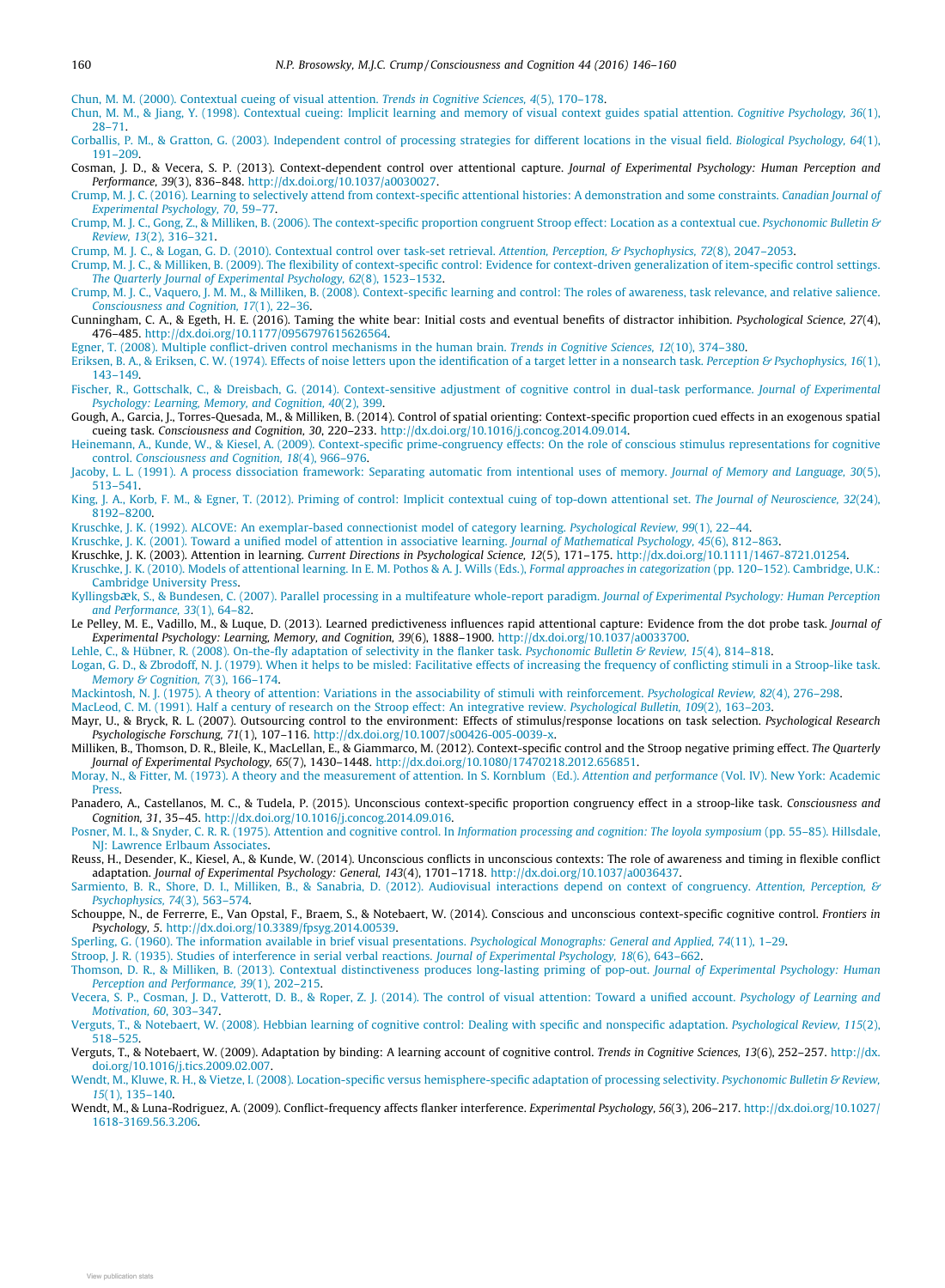Chun, M. M. (2000). Contextual cueing of visual attention. *Trends in Cognitive Sciences, 4*(5), 170–178.

Chun, M. M., & Jiang, Y. (1998). Contextual cueing: Implicit learning and memory of visual context guides spatial attention. *Cognitive Psychology, 36*(1), 28–71.

Corballis, P. M., & Gratton, G. (2003). Independent control of processing strategies for different locations in the visual field. *Biological Psychology, 64*(1), 191–209.

Cosman, J. D., & Vecera, S. P. (2013). Context-dependent control over attentional capture. *Journal of Experimental Psychology: Human Perception and Performance, 39*(3), 836–848. http://dx.doi.org/10.1037/a0030027.

Crump, M. J. C. (2016). Learning to selectively attend from context-specific attentional histories: A demonstration and some constraints. *Canadian Journal of Experimental Psychology, 70*, 59–77.

Crump, M. J. C., Gong, Z., & Milliken, B. (2006). The context-specific proportion congruent Stroop effect: Location as a contextual cue. *Psychonomic Bulletin & Review, 13*(2), 316–321.

Crump, M. J. C., & Logan, G. D. (2010). Contextual control over task-set retrieval. *Attention, Perception, & Psychophysics, 72*(8), 2047–2053.

Crump, M. J. C., & Milliken, B. (2009). The flexibility of context-specific control: Evidence for context-driven generalization of item-specific control settings. *The Quarterly Journal of Experimental Psychology, 62*(8), 1523–1532.

Crump, M. J. C., Vaquero, J. M. M., & Milliken, B. (2008). Context-specific learning and control: The roles of awareness, task relevance, and relative salience. *Consciousness and Cognition, 17*(1), 22–36.

Cunningham, C. A., & Egeth, H. E. (2016). Taming the white bear: Initial costs and eventual benefits of distractor inhibition. *Psychological Science, 27*(4), 476–485. http://dx.doi.org/10.1177/0956797615626564.

Egner, T. (2008). Multiple conflict-driven control mechanisms in the human brain. *Trends in Cognitive Sciences, 12*(10), 374–380.

Eriksen, B. A., & Eriksen, C. W. (1974). Effects of noise letters upon the identification of a target letter in a nonsearch task. *Perception & Psychophysics, 16*(1), 143–149.

Fischer, R., Gottschalk, C., & Dreisbach, G. (2014). Context-sensitive adjustment of cognitive control in dual-task performance. *Journal of Experimental Psychology: Learning, Memory, and Cognition, 40*(2), 399.

Gough, A., Garcia, J., Torres-Quesada, M., & Milliken, B. (2014). Control of spatial orienting: Context-specific proportion cued effects in an exogenous spatial cueing task. *Consciousness and Cognition, 30*, 220–233. http://dx.doi.org/10.1016/j.concog.2014.09.014.

Heinemann, A., Kunde, W., & Kiesel, A. (2009). Context-specific prime-congruency effects: On the role of conscious stimulus representations for cognitive control. *Consciousness and Cognition, 18*(4), 966–976.

Jacoby, L. L. (1991). A process dissociation framework: Separating automatic from intentional uses of memory. *Journal of Memory and Language, 30*(5), 513–541.

King, J. A., Korb, F. M., & Egner, T. (2012). Priming of control: Implicit contextual cuing of top-down attentional set. *The Journal of Neuroscience, 32*(24), 8192–8200.

Kruschke, J. K. (1992). ALCOVE: An exemplar-based connectionist model of category learning. *Psychological Review, 99*(1), 22–44.

Kruschke, J. K. (2001). Toward a unified model of attention in associative learning. *Journal of Mathematical Psychology, 45*(6), 812–863.

Kruschke, J. K. (2003). Attention in learning. *Current Directions in Psychological Science, 12*(5), 171–175. http://dx.doi.org/10.1111/1467-8721.01254.

Kruschke, J. K. (2010). Models of attentional learning. In E. M. Pothos & A. J. Wills (Eds.), *Formal approaches in categorization* (pp. 120–152). Cambridge, U.K.: Cambridge University Press.

Kyllingsbæk, S., & Bundesen, C. (2007). Parallel processing in a multifeature whole-report paradigm. *Journal of Experimental Psychology: Human Perception and Performance, 33*(1), 64–82.

Le Pelley, M. E., Vadillo, M., & Luque, D. (2013). Learned predictiveness influences rapid attentional capture: Evidence from the dot probe task. *Journal of Experimental Psychology: Learning, Memory, and Cognition, 39*(6), 1888–1900. http://dx.doi.org/10.1037/a0033700.

Lehle, C., & Hübner, R. (2008). On-the-fly adaptation of selectivity in the flanker task. *Psychonomic Bulletin & Review, 15*(4), 814–818.

Logan, G. D., & Zbrodoff, N. J. (1979). When it helps to be misled: Facilitative effects of increasing the frequency of conflicting stimuli in a Stroop-like task. *Memory & Cognition, 7*(3), 166–174.

Mackintosh, N. J. (1975). A theory of attention: Variations in the associability of stimuli with reinforcement. *Psychological Review, 82*(4), 276–298.

MacLeod, C. M. (1991). Half a century of research on the Stroop effect: An integrative review. *Psychological Bulletin, 109*(2), 163–203.

Mayr, U., & Bryck, R. L. (2007). Outsourcing control to the environment: Effects of stimulus/response locations on task selection. *Psychological Research Psychologische Forschung, 71*(1), 107–116. http://dx.doi.org/10.1007/s00426-005-0039-x.

Milliken, B., Thomson, D. R., Bleile, K., MacLellan, E., & Giammarco, M. (2012). Context-specific control and the Stroop negative priming effect. *The Quarterly Journal of Experimental Psychology, 65*(7), 1430–1448. http://dx.doi.org/10.1080/17470218.2012.656851.

Moray, N., & Fitter, M. (1973). A theory and the measurement of attention. In S. Kornblum (Ed.). *Attention and performance* (Vol. IV). New York: Academic Press.

Panadero, A., Castellanos, M. C., & Tudela, P. (2015). Unconscious context-specific proportion congruency effect in a stroop-like task. *Consciousness and Cognition, 31*, 35–45. http://dx.doi.org/10.1016/j.concog.2014.09.016.

Posner, M. I., & Snyder, C. R. R. (1975). Attention and cognitive control. In *Information processing and cognition: The loyola symposium* (pp. 55–85). Hillsdale, NJ: Lawrence Erlbaum Associates.

Reuss, H., Desender, K., Kiesel, A., & Kunde, W. (2014). Unconscious conflicts in unconscious contexts: The role of awareness and timing in flexible conflict adaptation. *Journal of Experimental Psychology: General, 143*(4), 1701–1718. http://dx.doi.org/10.1037/a0036437.

Sarmiento, B. R., Shore, D. I., Milliken, B., & Sanabria, D. (2012). Audiovisual interactions depend on context of congruency. *Attention, Perception, & Psychophysics, 74*(3), 563–574.

Schouppe, N., de Ferrerre, E., Van Opstal, F., Braem, S., & Notebaert, W. (2014). Conscious and unconscious context-specific cognitive control. *Frontiers in Psychology, 5*. http://dx.doi.org/10.3389/fpsyg.2014.00539.

Sperling, G. (1960). The information available in brief visual presentations. *Psychological Monographs: General and Applied, 74*(11), 1–29.

Stroop, J. R. (1935). Studies of interference in serial verbal reactions. *Journal of Experimental Psychology, 18*(6), 643–662.

Thomson, D. R., & Milliken, B. (2013). Contextual distinctiveness produces long-lasting priming of pop-out. *Journal of Experimental Psychology: Human Perception and Performance, 39*(1), 202–215.

Vecera, S. P., Cosman, J. D., Vatterott, D. B., & Roper, Z. J. (2014). The control of visual attention: Toward a unified account. *Psychology of Learning and Motivation, 60*, 303–347.

Verguts, T., & Notebaert, W. (2008). Hebbian learning of cognitive control: Dealing with specific and nonspecific adaptation. *Psychological Review, 115*(2), 518–525.

Verguts, T., & Notebaert, W. (2009). Adaptation by binding: A learning account of cognitive control. *Trends in Cognitive Sciences, 13*(6), 252–257. http://dx.doi.org/10.1016/j.tics.2009.02.007.

Wendt, M., Kluwe, R. H., & Vietze, I. (2008). Location-specific versus hemisphere-specific adaptation of processing selectivity. *Psychonomic Bulletin & Review, 15*(1), 135–140.

Wendt, M., & Luna-Rodriguez, A. (2009). Conflict-frequency affects flanker interference. *Experimental Psychology, 56*(3), 206–217. http://dx.doi.org/10.1027/1618-3169.56.3.206.